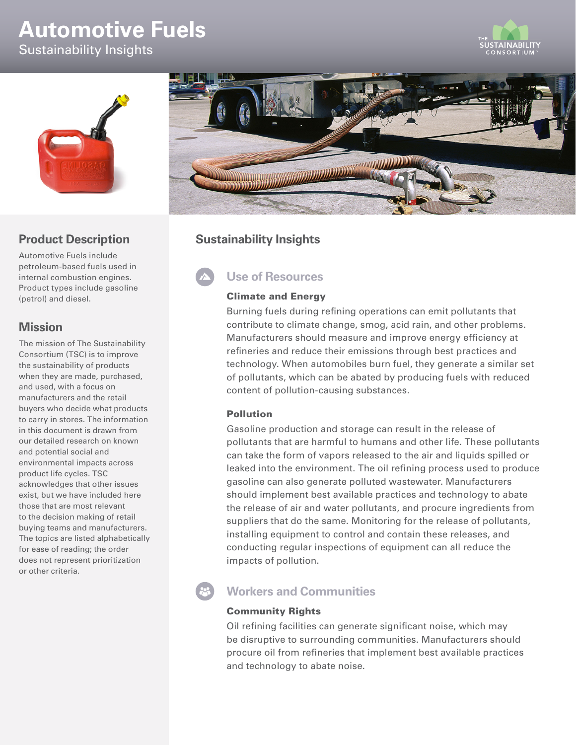# Automotive Fuels

Sustainability Insights

## Product Description

Automotive Fuels include petroleum-based fuels used in internal combustion engines. Product types include gasoline (petrol) and diesel.

## Mission

The mission of The Sustainability Consortium (TSC) is to improve the sustainability of products when they are made, purchased, and used, with a focus on manufacturers and the retail buyers who decide what products to carry in stores. The information in this document is drawn from our detailed research on known and potential social and environmental impacts across product life cycles. TSC acknowledges that other issues exist, but we have included here those that are most relevant to the decision making of retail buying teams and manufacturers. The topics are listed alphabetically for ease of reading; the order does not represent prioritization or other criteria.

## Sustainability Insights

### Use of Resources

#### Climate and Energy

Burning fuels during refining operations can emit pollutants that contribute to climate change, smog, acid rain, and other problems. Manufacturers should measure and improve energy efficiency at refineries and reduce their emissions through best practices and technology. When automobiles burn fuel, they generate a similar set of pollutants, which can be abated by producing fuels with reduced content of pollution-causing substances.

#### Pollution

Gasoline production and storage can result in the release of pollutants that are harmful to humans and other life. These pollutants can take the form of vapors released to the air and liquids spilled or leaked into the environment. The oil refining process used to produce gasoline can also generate polluted wastewater. Manufacturers should implement best available practices and technology to abate the release of air and water pollutants, and procure ingredients from suppliers that do the same. Monitoring for the release of pollutants, installing equipment to control and contain these releases, and conducting regular inspections of equipment can all reduce the impacts of pollution.

### Workers and Communities

#### Community Rights

Oil refining facilities can generate significant noise, which may be disruptive to surrounding communities. Manufacturers should procure oil from refineries that implement best available practices and technology to abate noise.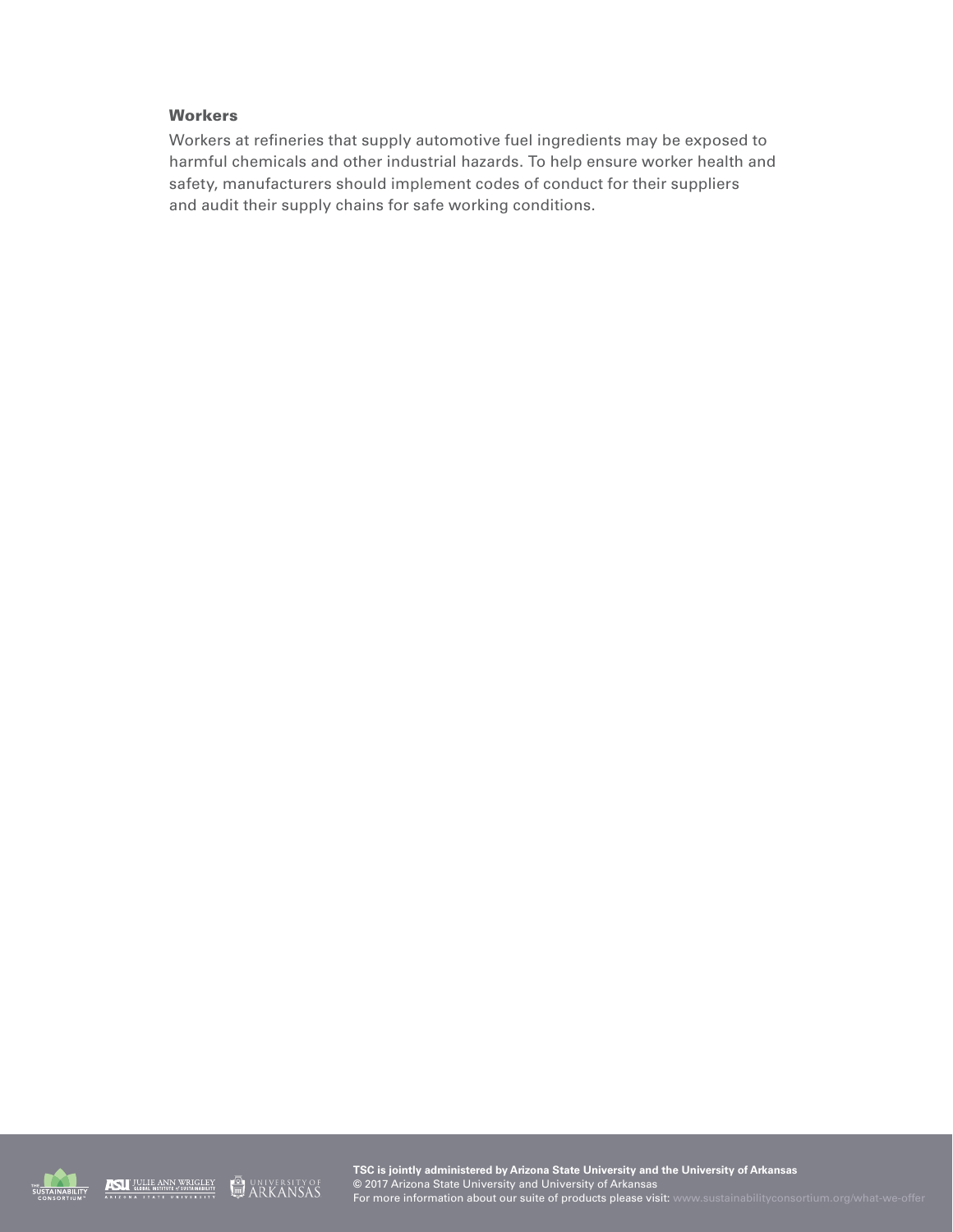### Workers

Workers at refineries that supply automotive fuel ingredients may be exposed to harmful chemicals and other industrial hazards. To help ensure worker health and safety, manufacturers should implement codes of conduct for their suppliers and audit their supply chains for safe working conditions.

**TSC is jointly administered by Arizona State University and the University of Arkansas**
© 2017 Arizona State University and University of Arkansas
For more information about our suite of products please visit: www.sustainabilityconsortium.org/what-we-offer